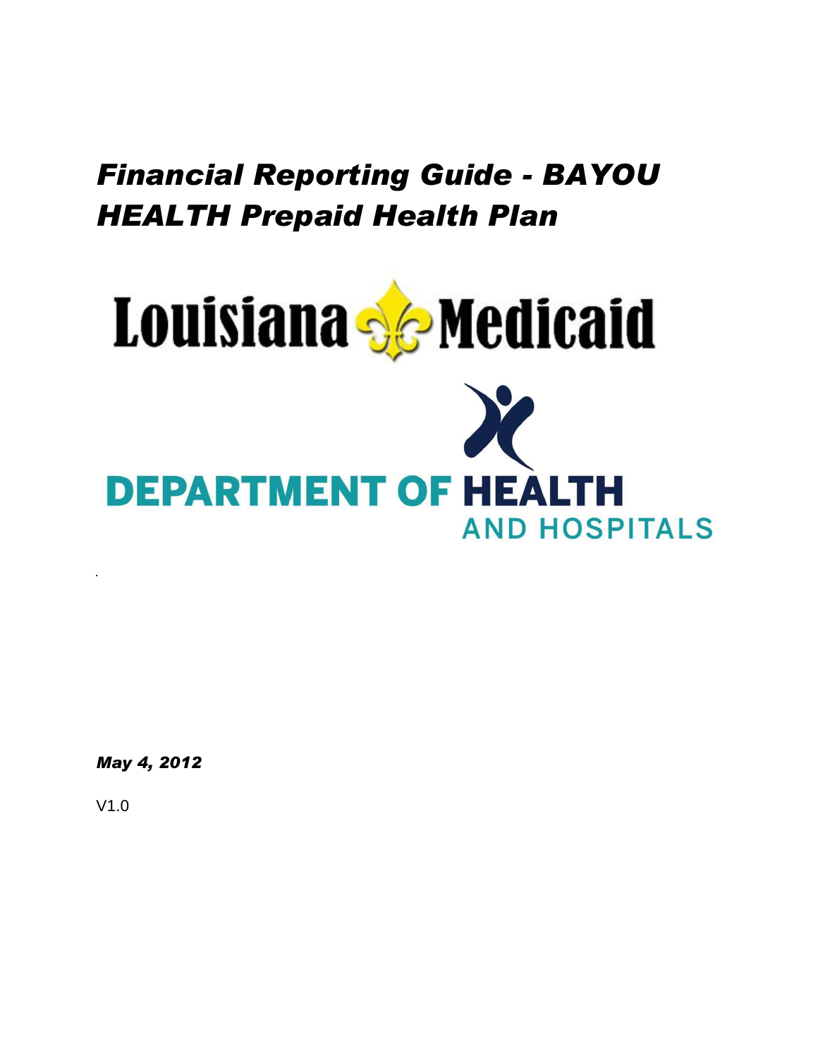# *Financial Reporting Guide - BAYOU HEALTH Prepaid Health Plan*

Louisiana Medicaid

DEPARTMENT OF HEALTH AND HOSPITALS

***May 4, 2012***

V1.0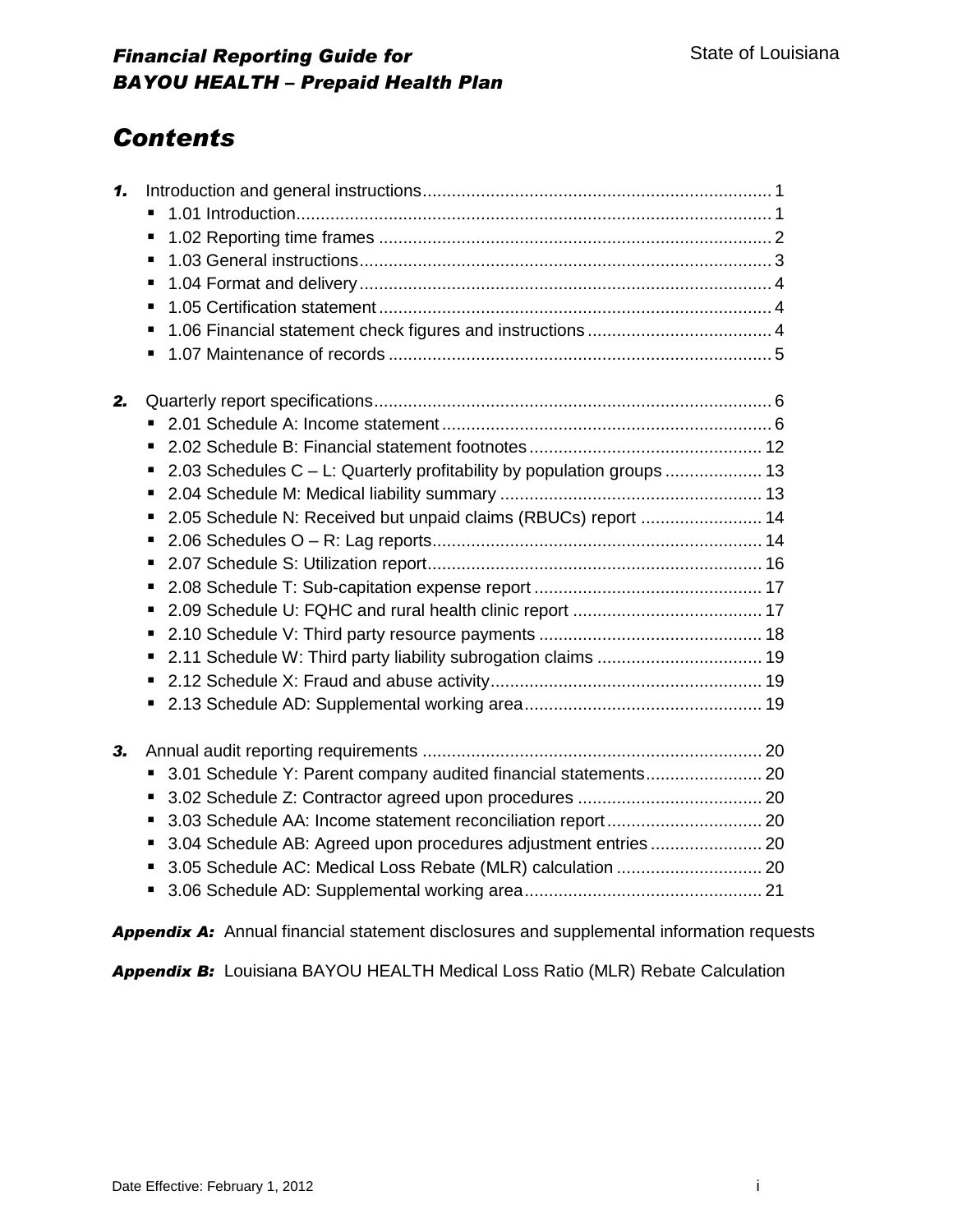# Contents

1. Introduction and general instructions ........ 1
   - 1.01 Introduction ........ 1
   - 1.02 Reporting time frames ........ 2
   - 1.03 General instructions ........ 3
   - 1.04 Format and delivery ........ 4
   - 1.05 Certification statement ........ 4
   - 1.06 Financial statement check figures and instructions ........ 4
   - 1.07 Maintenance of records ........ 5

2. Quarterly report specifications ........ 6
   - 2.01 Schedule A: Income statement ........ 6
   - 2.02 Schedule B: Financial statement footnotes ........ 12
   - 2.03 Schedules C – L: Quarterly profitability by population groups ........ 13
   - 2.04 Schedule M: Medical liability summary ........ 13
   - 2.05 Schedule N: Received but unpaid claims (RBUCs) report ........ 14
   - 2.06 Schedules O – R: Lag reports ........ 14
   - 2.07 Schedule S: Utilization report ........ 16
   - 2.08 Schedule T: Sub-capitation expense report ........ 17
   - 2.09 Schedule U: FQHC and rural health clinic report ........ 17
   - 2.10 Schedule V: Third party resource payments ........ 18
   - 2.11 Schedule W: Third party liability subrogation claims ........ 19
   - 2.12 Schedule X: Fraud and abuse activity ........ 19
   - 2.13 Schedule AD: Supplemental working area ........ 19

3. Annual audit reporting requirements ........ 20
   - 3.01 Schedule Y: Parent company audited financial statements ........ 20
   - 3.02 Schedule Z: Contractor agreed upon procedures ........ 20
   - 3.03 Schedule AA: Income statement reconciliation report ........ 20
   - 3.04 Schedule AB: Agreed upon procedures adjustment entries ........ 20
   - 3.05 Schedule AC: Medical Loss Rebate (MLR) calculation ........ 20
   - 3.06 Schedule AD: Supplemental working area ........ 21

***Appendix A:*** Annual financial statement disclosures and supplemental information requests

***Appendix B:*** Louisiana BAYOU HEALTH Medical Loss Ratio (MLR) Rebate Calculation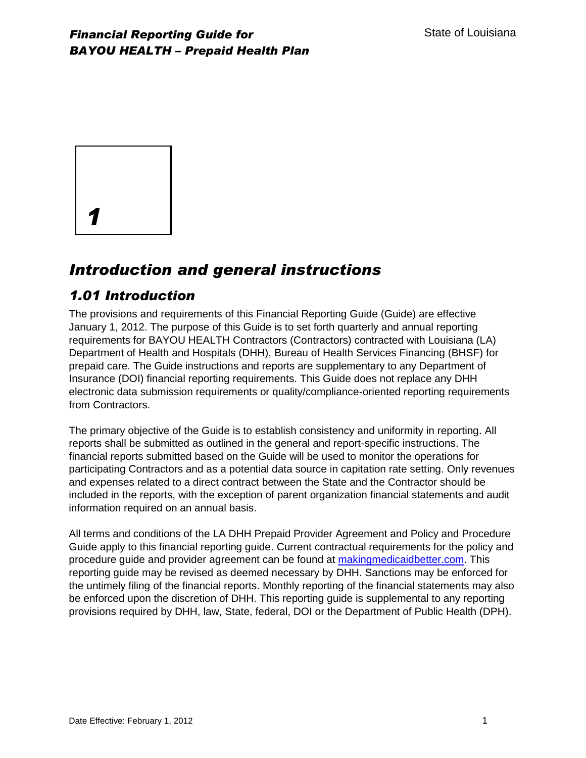# 1

# *Introduction and general instructions*

## *1.01 Introduction*

The provisions and requirements of this Financial Reporting Guide (Guide) are effective January 1, 2012. The purpose of this Guide is to set forth quarterly and annual reporting requirements for BAYOU HEALTH Contractors (Contractors) contracted with Louisiana (LA) Department of Health and Hospitals (DHH), Bureau of Health Services Financing (BHSF) for prepaid care. The Guide instructions and reports are supplementary to any Department of Insurance (DOI) financial reporting requirements. This Guide does not replace any DHH electronic data submission requirements or quality/compliance-oriented reporting requirements from Contractors.

The primary objective of the Guide is to establish consistency and uniformity in reporting. All reports shall be submitted as outlined in the general and report-specific instructions. The financial reports submitted based on the Guide will be used to monitor the operations for participating Contractors and as a potential data source in capitation rate setting. Only revenues and expenses related to a direct contract between the State and the Contractor should be included in the reports, with the exception of parent organization financial statements and audit information required on an annual basis.

All terms and conditions of the LA DHH Prepaid Provider Agreement and Policy and Procedure Guide apply to this financial reporting guide. Current contractual requirements for the policy and procedure guide and provider agreement can be found at [makingmedicaidbetter.com](makingmedicaidbetter.com). This reporting guide may be revised as deemed necessary by DHH. Sanctions may be enforced for the untimely filing of the financial reports. Monthly reporting of the financial statements may also be enforced upon the discretion of DHH. This reporting guide is supplemental to any reporting provisions required by DHH, law, State, federal, DOI or the Department of Public Health (DPH).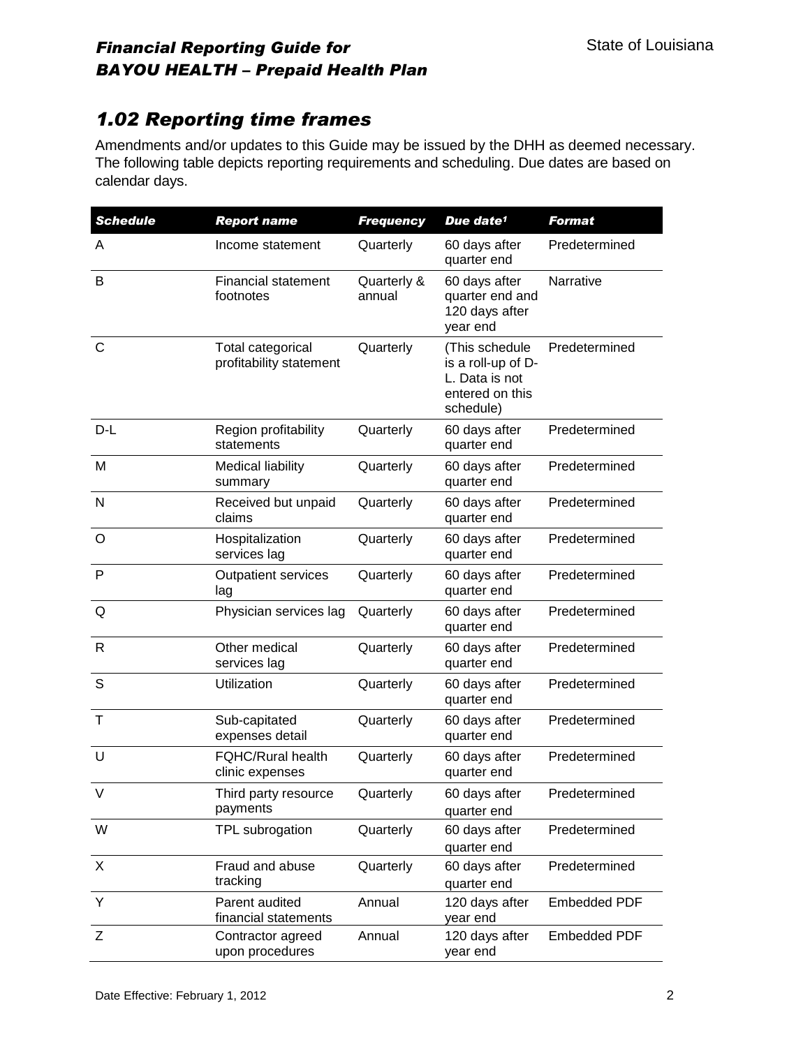## 1.02 Reporting time frames

Amendments and/or updates to this Guide may be issued by the DHH as deemed necessary. The following table depicts reporting requirements and scheduling. Due dates are based on calendar days.

| Schedule | Report name | Frequency | Due date[1] | Format |
|---|---|---|---|---|
| A | Income statement | Quarterly | 60 days after quarter end | Predetermined |
| B | Financial statement footnotes | Quarterly & annual | 60 days after quarter end and 120 days after year end | Narrative |
| C | Total categorical profitability statement | Quarterly | (This schedule is a roll-up of D-L. Data is not entered on this schedule) | Predetermined |
| D-L | Region profitability statements | Quarterly | 60 days after quarter end | Predetermined |
| M | Medical liability summary | Quarterly | 60 days after quarter end | Predetermined |
| N | Received but unpaid claims | Quarterly | 60 days after quarter end | Predetermined |
| O | Hospitalization services lag | Quarterly | 60 days after quarter end | Predetermined |
| P | Outpatient services lag | Quarterly | 60 days after quarter end | Predetermined |
| Q | Physician services lag | Quarterly | 60 days after quarter end | Predetermined |
| R | Other medical services lag | Quarterly | 60 days after quarter end | Predetermined |
| S | Utilization | Quarterly | 60 days after quarter end | Predetermined |
| T | Sub-capitated expenses detail | Quarterly | 60 days after quarter end | Predetermined |
| U | FQHC/Rural health clinic expenses | Quarterly | 60 days after quarter end | Predetermined |
| V | Third party resource payments | Quarterly | 60 days after quarter end | Predetermined |
| W | TPL subrogation | Quarterly | 60 days after quarter end | Predetermined |
| X | Fraud and abuse tracking | Quarterly | 60 days after quarter end | Predetermined |
| Y | Parent audited financial statements | Annual | 120 days after year end | Embedded PDF |
| Z | Contractor agreed upon procedures | Annual | 120 days after year end | Embedded PDF |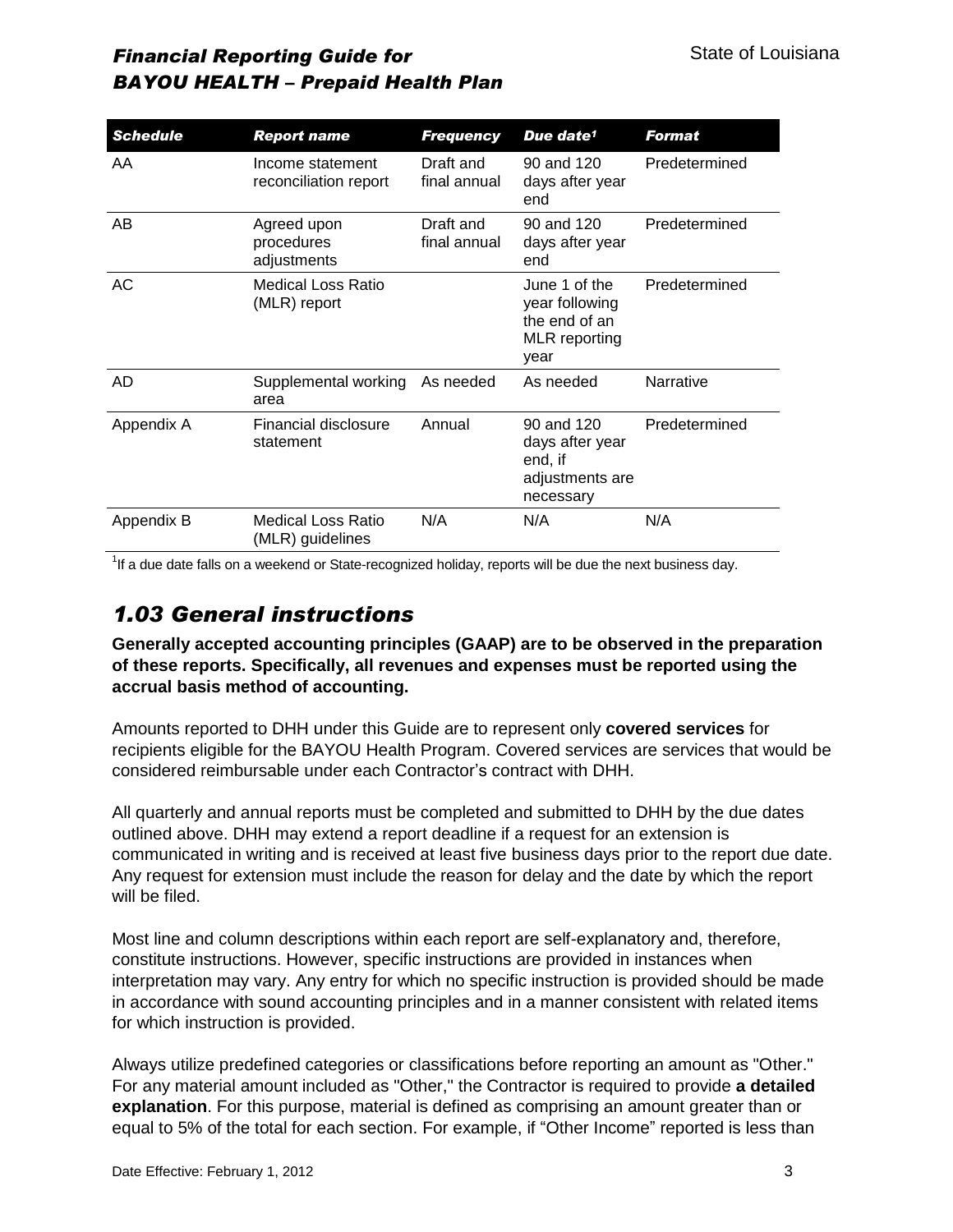| Schedule | Report name | Frequency | Due date[1] | Format |
|---|---|---|---|---|
| AA | Income statement reconciliation report | Draft and final annual | 90 and 120 days after year end | Predetermined |
| AB | Agreed upon procedures adjustments | Draft and final annual | 90 and 120 days after year end | Predetermined |
| AC | Medical Loss Ratio (MLR) report | | June 1 of the year following the end of an MLR reporting year | Predetermined |
| AD | Supplemental working area | As needed | As needed | Narrative |
| Appendix A | Financial disclosure statement | Annual | 90 and 120 days after year end, if adjustments are necessary | Predetermined |
| Appendix B | Medical Loss Ratio (MLR) guidelines | N/A | N/A | N/A |

[1]If a due date falls on a weekend or State-recognized holiday, reports will be due the next business day.

## *1.03 General instructions*

**Generally accepted accounting principles (GAAP) are to be observed in the preparation of these reports. Specifically, all revenues and expenses must be reported using the accrual basis method of accounting.**

Amounts reported to DHH under this Guide are to represent only **covered services** for recipients eligible for the BAYOU Health Program. Covered services are services that would be considered reimbursable under each Contractor's contract with DHH.

All quarterly and annual reports must be completed and submitted to DHH by the due dates outlined above. DHH may extend a report deadline if a request for an extension is communicated in writing and is received at least five business days prior to the report due date. Any request for extension must include the reason for delay and the date by which the report will be filed.

Most line and column descriptions within each report are self-explanatory and, therefore, constitute instructions. However, specific instructions are provided in instances when interpretation may vary. Any entry for which no specific instruction is provided should be made in accordance with sound accounting principles and in a manner consistent with related items for which instruction is provided.

Always utilize predefined categories or classifications before reporting an amount as "Other." For any material amount included as "Other," the Contractor is required to provide **a detailed explanation**. For this purpose, material is defined as comprising an amount greater than or equal to 5% of the total for each section. For example, if "Other Income" reported is less than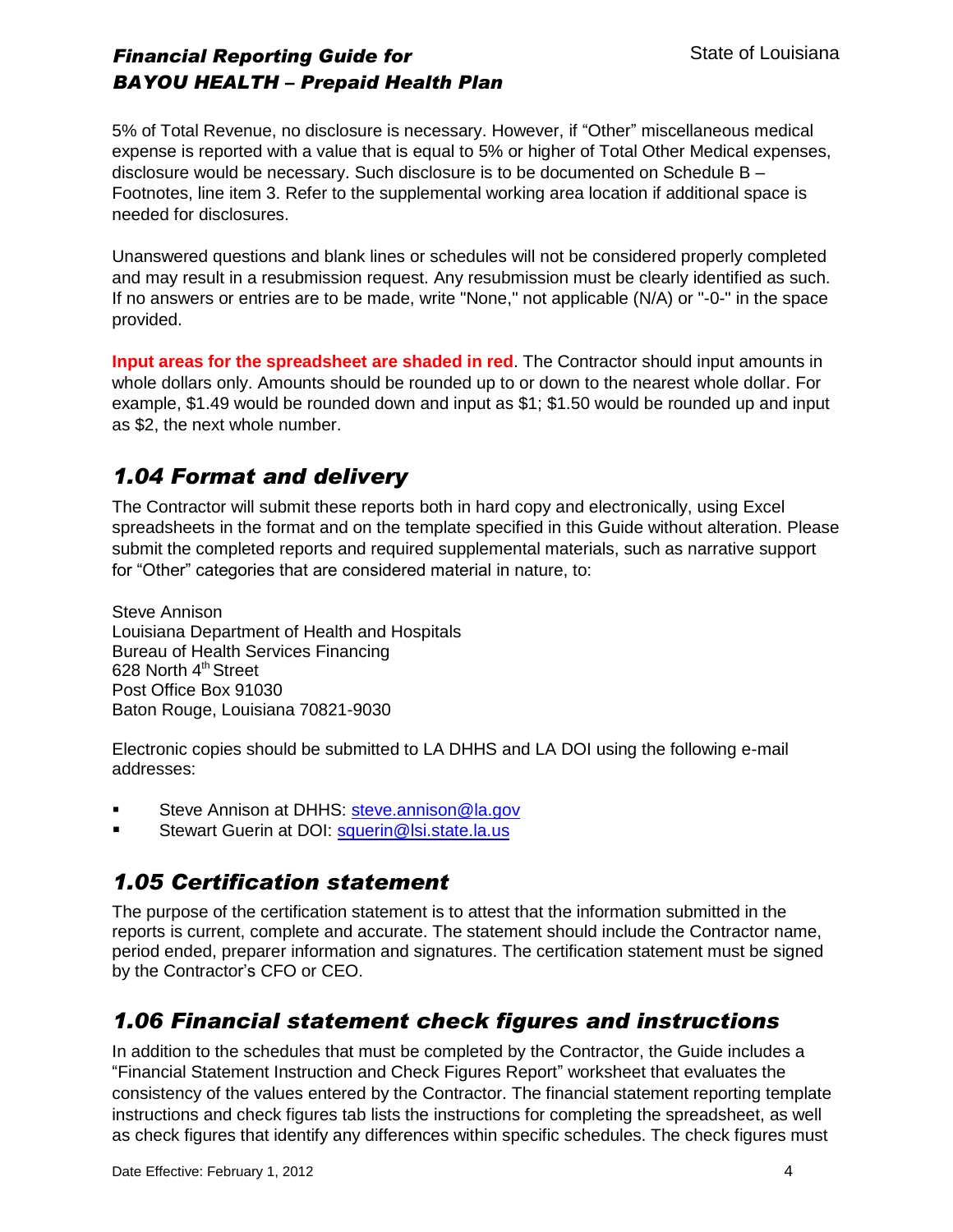5% of Total Revenue, no disclosure is necessary. However, if "Other" miscellaneous medical expense is reported with a value that is equal to 5% or higher of Total Other Medical expenses, disclosure would be necessary. Such disclosure is to be documented on Schedule B – Footnotes, line item 3. Refer to the supplemental working area location if additional space is needed for disclosures.

Unanswered questions and blank lines or schedules will not be considered properly completed and may result in a resubmission request. Any resubmission must be clearly identified as such. If no answers or entries are to be made, write "None," not applicable (N/A) or "-0-" in the space provided.

**Input areas for the spreadsheet are shaded in red**. The Contractor should input amounts in whole dollars only. Amounts should be rounded up to or down to the nearest whole dollar. For example, $1.49 would be rounded down and input as $1; $1.50 would be rounded up and input as $2, the next whole number.

## *1.04 Format and delivery*

The Contractor will submit these reports both in hard copy and electronically, using Excel spreadsheets in the format and on the template specified in this Guide without alteration. Please submit the completed reports and required supplemental materials, such as narrative support for "Other" categories that are considered material in nature, to:

Steve Annison
Louisiana Department of Health and Hospitals
Bureau of Health Services Financing
628 North 4th Street
Post Office Box 91030
Baton Rouge, Louisiana 70821-9030

Electronic copies should be submitted to LA DHHS and LA DOI using the following e-mail addresses:

- Steve Annison at DHHS: steve.annison@la.gov
- Stewart Guerin at DOI: sguerin@lsi.state.la.us

## *1.05 Certification statement*

The purpose of the certification statement is to attest that the information submitted in the reports is current, complete and accurate. The statement should include the Contractor name, period ended, preparer information and signatures. The certification statement must be signed by the Contractor's CFO or CEO.

## *1.06 Financial statement check figures and instructions*

In addition to the schedules that must be completed by the Contractor, the Guide includes a "Financial Statement Instruction and Check Figures Report" worksheet that evaluates the consistency of the values entered by the Contractor. The financial statement reporting template instructions and check figures tab lists the instructions for completing the spreadsheet, as well as check figures that identify any differences within specific schedules. The check figures must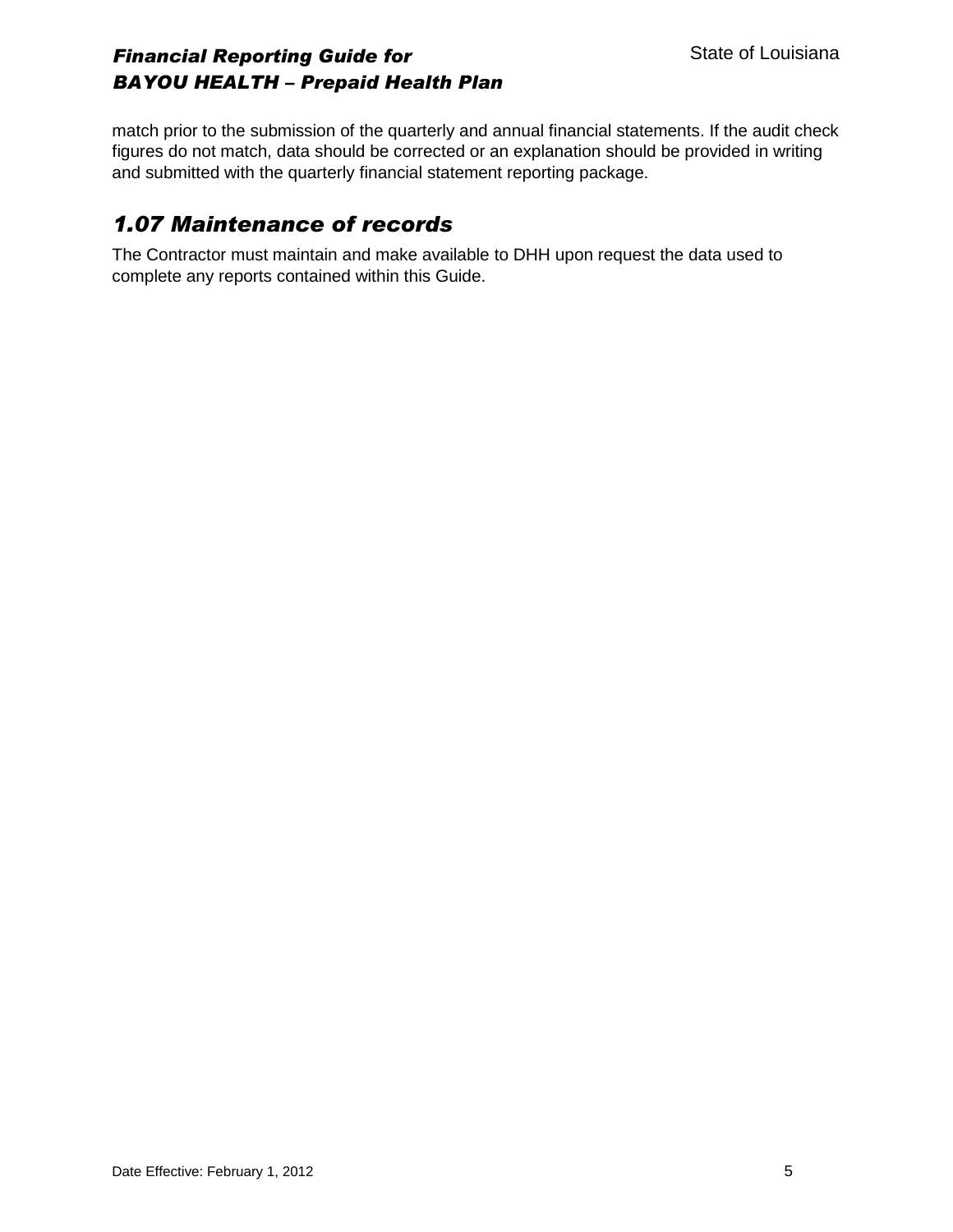match prior to the submission of the quarterly and annual financial statements. If the audit check figures do not match, data should be corrected or an explanation should be provided in writing and submitted with the quarterly financial statement reporting package.

## *1.07 Maintenance of records*

The Contractor must maintain and make available to DHH upon request the data used to complete any reports contained within this Guide.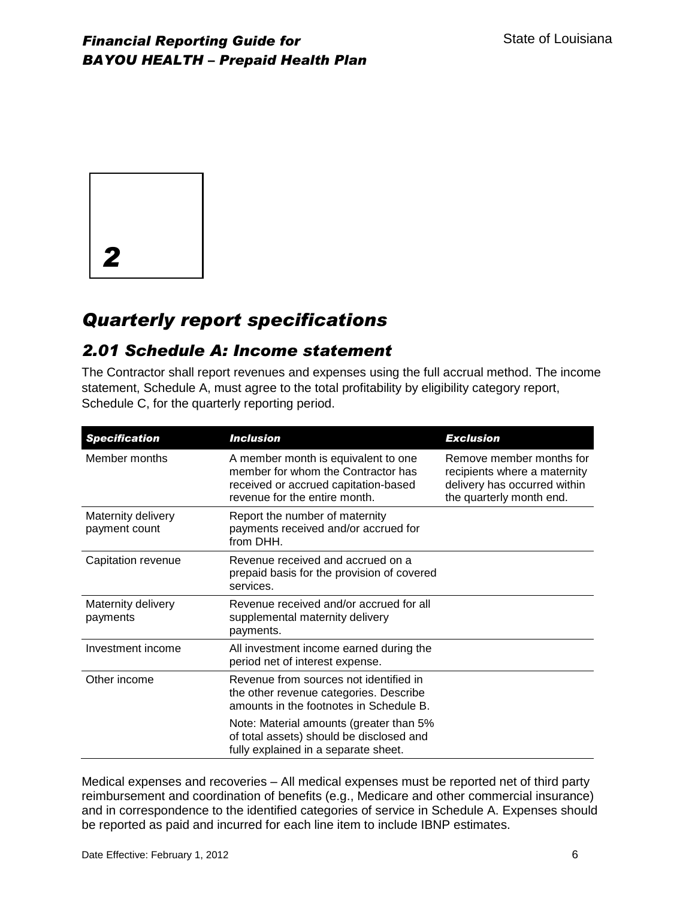# 2

# *Quarterly report specifications*

## *2.01 Schedule A: Income statement*

The Contractor shall report revenues and expenses using the full accrual method. The income statement, Schedule A, must agree to the total profitability by eligibility category report, Schedule C, for the quarterly reporting period.

| ***Specification*** | ***Inclusion*** | ***Exclusion*** |
|---|---|---|
| Member months | A member month is equivalent to one member for whom the Contractor has received or accrued capitation-based revenue for the entire month. | Remove member months for recipients where a maternity delivery has occurred within the quarterly month end. |
| Maternity delivery payment count | Report the number of maternity payments received and/or accrued for from DHH. | |
| Capitation revenue | Revenue received and accrued on a prepaid basis for the provision of covered services. | |
| Maternity delivery payments | Revenue received and/or accrued for all supplemental maternity delivery payments. | |
| Investment income | All investment income earned during the period net of interest expense. | |
| Other income | Revenue from sources not identified in the other revenue categories. Describe amounts in the footnotes in Schedule B.<br><br>Note: Material amounts (greater than 5% of total assets) should be disclosed and fully explained in a separate sheet. | |

Medical expenses and recoveries – All medical expenses must be reported net of third party reimbursement and coordination of benefits (e.g., Medicare and other commercial insurance) and in correspondence to the identified categories of service in Schedule A. Expenses should be reported as paid and incurred for each line item to include IBNP estimates.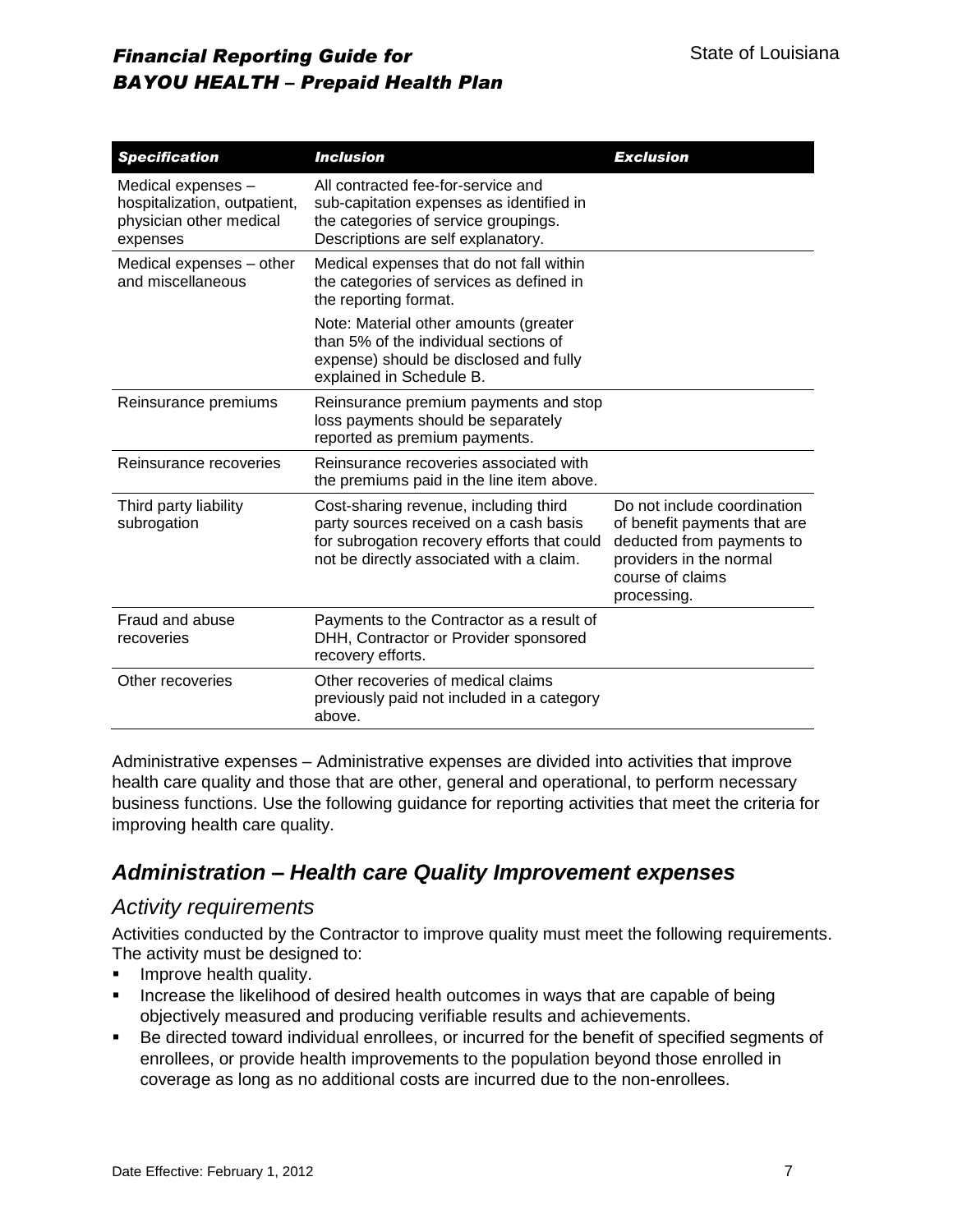| Specification | Inclusion | Exclusion |
|---|---|---|
| Medical expenses – hospitalization, outpatient, physician other medical expenses | All contracted fee-for-service and sub-capitation expenses as identified in the categories of service groupings. Descriptions are self explanatory. | |
| Medical expenses – other and miscellaneous | Medical expenses that do not fall within the categories of services as defined in the reporting format.<br><br>Note: Material other amounts (greater than 5% of the individual sections of expense) should be disclosed and fully explained in Schedule B. | |
| Reinsurance premiums | Reinsurance premium payments and stop loss payments should be separately reported as premium payments. | |
| Reinsurance recoveries | Reinsurance recoveries associated with the premiums paid in the line item above. | |
| Third party liability subrogation | Cost-sharing revenue, including third party sources received on a cash basis for subrogation recovery efforts that could not be directly associated with a claim. | Do not include coordination of benefit payments that are deducted from payments to providers in the normal course of claims processing. |
| Fraud and abuse recoveries | Payments to the Contractor as a result of DHH, Contractor or Provider sponsored recovery efforts. | |
| Other recoveries | Other recoveries of medical claims previously paid not included in a category above. | |

Administrative expenses – Administrative expenses are divided into activities that improve health care quality and those that are other, general and operational, to perform necessary business functions. Use the following guidance for reporting activities that meet the criteria for improving health care quality.

## *Administration – Health care Quality Improvement expenses*

### *Activity requirements*

Activities conducted by the Contractor to improve quality must meet the following requirements. The activity must be designed to:

- Improve health quality.
- Increase the likelihood of desired health outcomes in ways that are capable of being objectively measured and producing verifiable results and achievements.
- Be directed toward individual enrollees, or incurred for the benefit of specified segments of enrollees, or provide health improvements to the population beyond those enrolled in coverage as long as no additional costs are incurred due to the non-enrollees.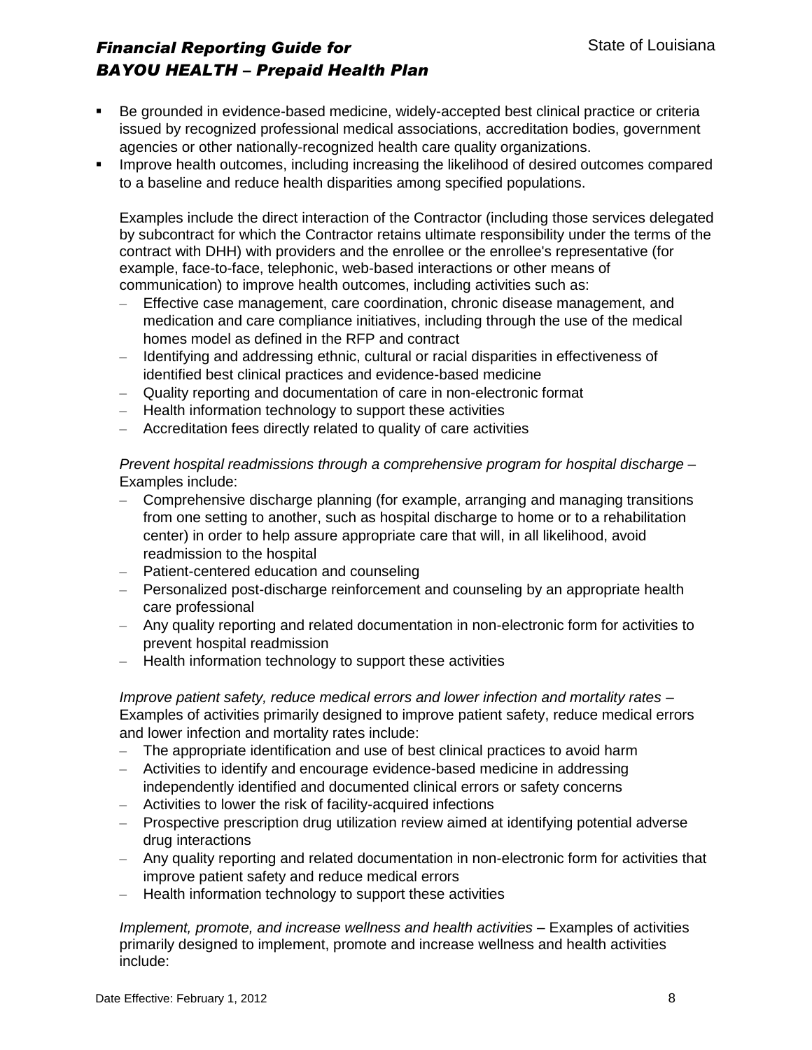- Be grounded in evidence-based medicine, widely-accepted best clinical practice or criteria issued by recognized professional medical associations, accreditation bodies, government agencies or other nationally-recognized health care quality organizations.
- Improve health outcomes, including increasing the likelihood of desired outcomes compared to a baseline and reduce health disparities among specified populations.

  Examples include the direct interaction of the Contractor (including those services delegated by subcontract for which the Contractor retains ultimate responsibility under the terms of the contract with DHH) with providers and the enrollee or the enrollee's representative (for example, face-to-face, telephonic, web-based interactions or other means of communication) to improve health outcomes, including activities such as:

  - Effective case management, care coordination, chronic disease management, and medication and care compliance initiatives, including through the use of the medical homes model as defined in the RFP and contract
  - Identifying and addressing ethnic, cultural or racial disparities in effectiveness of identified best clinical practices and evidence-based medicine
  - Quality reporting and documentation of care in non-electronic format
  - Health information technology to support these activities
  - Accreditation fees directly related to quality of care activities

  *Prevent hospital readmissions through a comprehensive program for hospital discharge* – Examples include:

  - Comprehensive discharge planning (for example, arranging and managing transitions from one setting to another, such as hospital discharge to home or to a rehabilitation center) in order to help assure appropriate care that will, in all likelihood, avoid readmission to the hospital
  - Patient-centered education and counseling
  - Personalized post-discharge reinforcement and counseling by an appropriate health care professional
  - Any quality reporting and related documentation in non-electronic form for activities to prevent hospital readmission
  - Health information technology to support these activities

  *Improve patient safety, reduce medical errors and lower infection and mortality rates* – Examples of activities primarily designed to improve patient safety, reduce medical errors and lower infection and mortality rates include:

  - The appropriate identification and use of best clinical practices to avoid harm
  - Activities to identify and encourage evidence-based medicine in addressing independently identified and documented clinical errors or safety concerns
  - Activities to lower the risk of facility-acquired infections
  - Prospective prescription drug utilization review aimed at identifying potential adverse drug interactions
  - Any quality reporting and related documentation in non-electronic form for activities that improve patient safety and reduce medical errors
  - Health information technology to support these activities

  *Implement, promote, and increase wellness and health activities* – Examples of activities primarily designed to implement, promote and increase wellness and health activities include: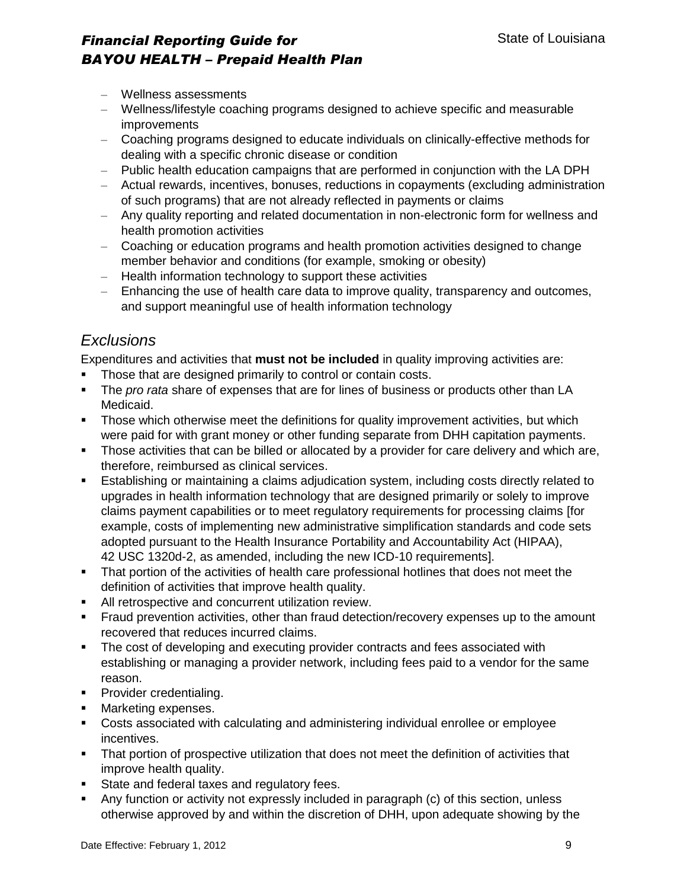- Wellness assessments
- Wellness/lifestyle coaching programs designed to achieve specific and measurable improvements
- Coaching programs designed to educate individuals on clinically-effective methods for dealing with a specific chronic disease or condition
- Public health education campaigns that are performed in conjunction with the LA DPH
- Actual rewards, incentives, bonuses, reductions in copayments (excluding administration of such programs) that are not already reflected in payments or claims
- Any quality reporting and related documentation in non-electronic form for wellness and health promotion activities
- Coaching or education programs and health promotion activities designed to change member behavior and conditions (for example, smoking or obesity)
- Health information technology to support these activities
- Enhancing the use of health care data to improve quality, transparency and outcomes, and support meaningful use of health information technology

## *Exclusions*

Expenditures and activities that **must not be included** in quality improving activities are:

- Those that are designed primarily to control or contain costs.
- The *pro rata* share of expenses that are for lines of business or products other than LA Medicaid.
- Those which otherwise meet the definitions for quality improvement activities, but which were paid for with grant money or other funding separate from DHH capitation payments.
- Those activities that can be billed or allocated by a provider for care delivery and which are, therefore, reimbursed as clinical services.
- Establishing or maintaining a claims adjudication system, including costs directly related to upgrades in health information technology that are designed primarily or solely to improve claims payment capabilities or to meet regulatory requirements for processing claims [for example, costs of implementing new administrative simplification standards and code sets adopted pursuant to the Health Insurance Portability and Accountability Act (HIPAA), 42 USC 1320d-2, as amended, including the new ICD-10 requirements].
- That portion of the activities of health care professional hotlines that does not meet the definition of activities that improve health quality.
- All retrospective and concurrent utilization review.
- Fraud prevention activities, other than fraud detection/recovery expenses up to the amount recovered that reduces incurred claims.
- The cost of developing and executing provider contracts and fees associated with establishing or managing a provider network, including fees paid to a vendor for the same reason.
- Provider credentialing.
- Marketing expenses.
- Costs associated with calculating and administering individual enrollee or employee incentives.
- That portion of prospective utilization that does not meet the definition of activities that improve health quality.
- State and federal taxes and regulatory fees.
- Any function or activity not expressly included in paragraph (c) of this section, unless otherwise approved by and within the discretion of DHH, upon adequate showing by the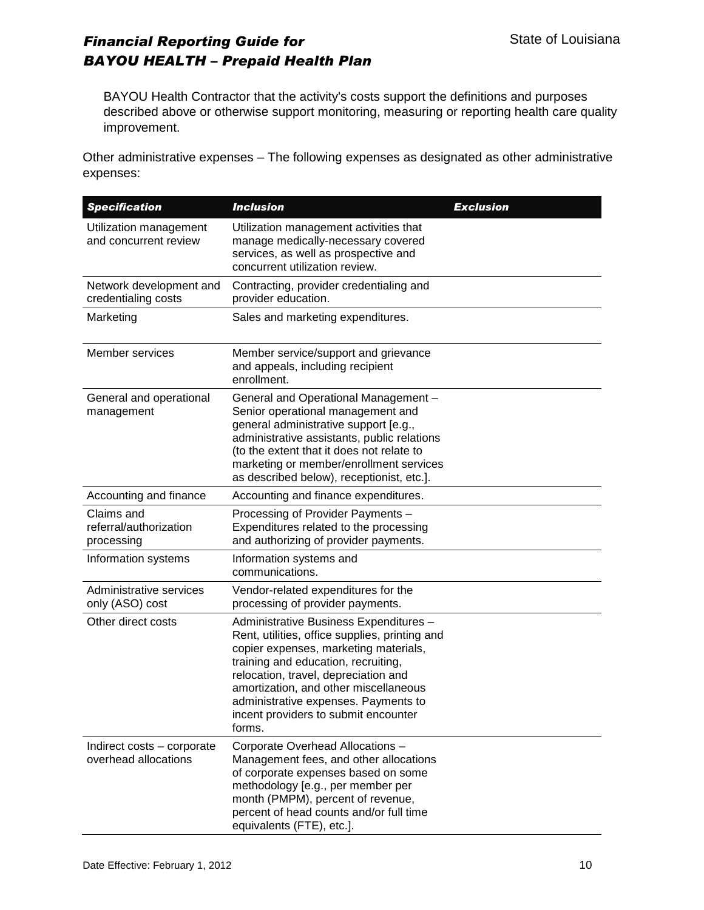BAYOU Health Contractor that the activity's costs support the definitions and purposes described above or otherwise support monitoring, measuring or reporting health care quality improvement.

Other administrative expenses – The following expenses as designated as other administrative expenses:

| ***Specification*** | ***Inclusion*** | ***Exclusion*** |
|---|---|---|
| Utilization management and concurrent review | Utilization management activities that manage medically-necessary covered services, as well as prospective and concurrent utilization review. | |
| Network development and credentialing costs | Contracting, provider credentialing and provider education. | |
| Marketing | Sales and marketing expenditures. | |
| Member services | Member service/support and grievance and appeals, including recipient enrollment. | |
| General and operational management | General and Operational Management – Senior operational management and general administrative support [e.g., administrative assistants, public relations (to the extent that it does not relate to marketing or member/enrollment services as described below), receptionist, etc.]. | |
| Accounting and finance | Accounting and finance expenditures. | |
| Claims and referral/authorization processing | Processing of Provider Payments – Expenditures related to the processing and authorizing of provider payments. | |
| Information systems | Information systems and communications. | |
| Administrative services only (ASO) cost | Vendor-related expenditures for the processing of provider payments. | |
| Other direct costs | Administrative Business Expenditures – Rent, utilities, office supplies, printing and copier expenses, marketing materials, training and education, recruiting, relocation, travel, depreciation and amortization, and other miscellaneous administrative expenses. Payments to incent providers to submit encounter forms. | |
| Indirect costs – corporate overhead allocations | Corporate Overhead Allocations – Management fees, and other allocations of corporate expenses based on some methodology [e.g., per member per month (PMPM), percent of revenue, percent of head counts and/or full time equivalents (FTE), etc.]. | |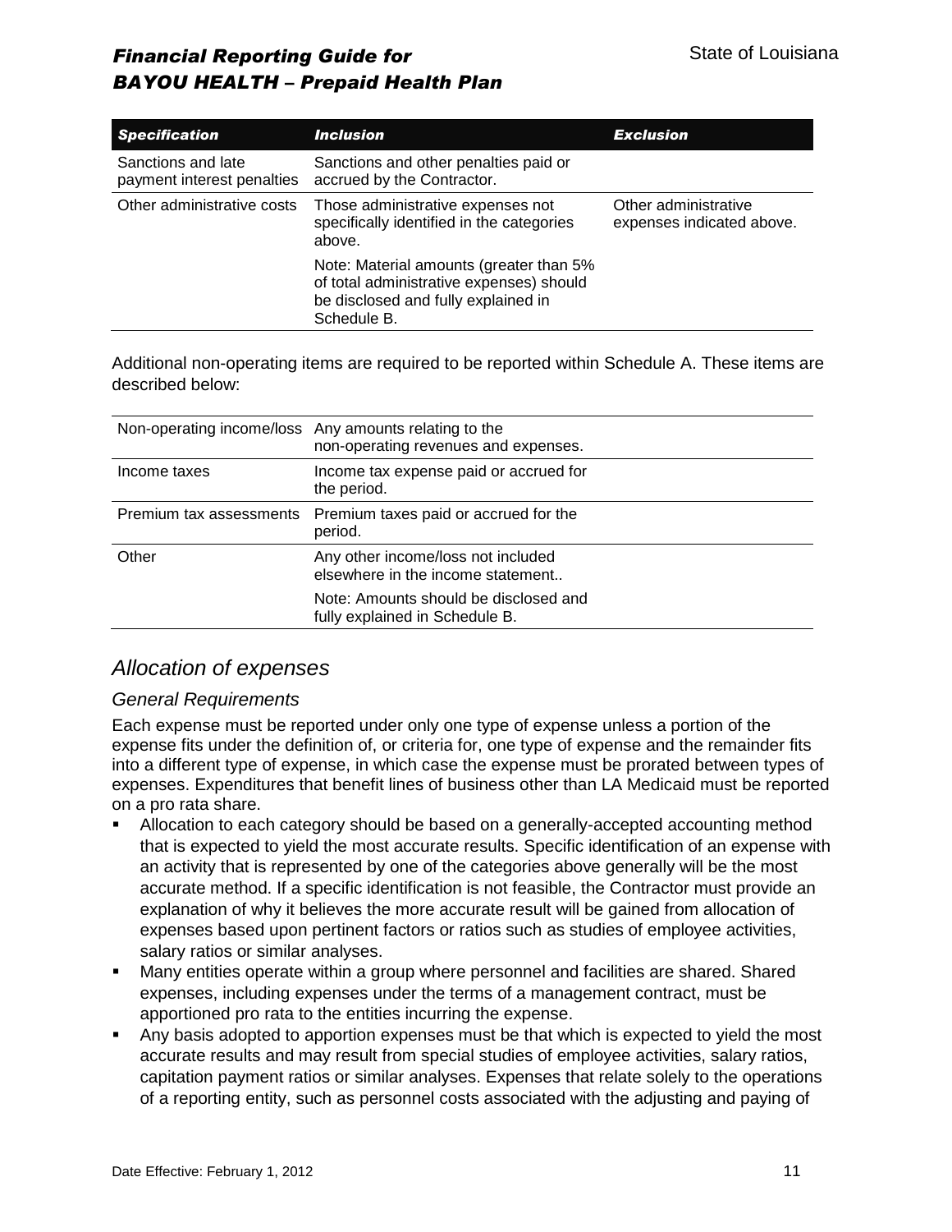| Specification | Inclusion | Exclusion |
| --- | --- | --- |
| Sanctions and late payment interest penalties | Sanctions and other penalties paid or accrued by the Contractor. | |
| Other administrative costs | Those administrative expenses not specifically identified in the categories above.<br><br>Note: Material amounts (greater than 5% of total administrative expenses) should be disclosed and fully explained in Schedule B. | Other administrative expenses indicated above. |

Additional non-operating items are required to be reported within Schedule A. These items are described below:

| | |
| --- | --- |
| Non-operating income/loss | Any amounts relating to the non-operating revenues and expenses. |
| Income taxes | Income tax expense paid or accrued for the period. |
| Premium tax assessments | Premium taxes paid or accrued for the period. |
| Other | Any other income/loss not included elsewhere in the income statement..<br><br>Note: Amounts should be disclosed and fully explained in Schedule B. |

## *Allocation of expenses*

### *General Requirements*

Each expense must be reported under only one type of expense unless a portion of the expense fits under the definition of, or criteria for, one type of expense and the remainder fits into a different type of expense, in which case the expense must be prorated between types of expenses. Expenditures that benefit lines of business other than LA Medicaid must be reported on a pro rata share.

- Allocation to each category should be based on a generally-accepted accounting method that is expected to yield the most accurate results. Specific identification of an expense with an activity that is represented by one of the categories above generally will be the most accurate method. If a specific identification is not feasible, the Contractor must provide an explanation of why it believes the more accurate result will be gained from allocation of expenses based upon pertinent factors or ratios such as studies of employee activities, salary ratios or similar analyses.
- Many entities operate within a group where personnel and facilities are shared. Shared expenses, including expenses under the terms of a management contract, must be apportioned pro rata to the entities incurring the expense.
- Any basis adopted to apportion expenses must be that which is expected to yield the most accurate results and may result from special studies of employee activities, salary ratios, capitation payment ratios or similar analyses. Expenses that relate solely to the operations of a reporting entity, such as personnel costs associated with the adjusting and paying of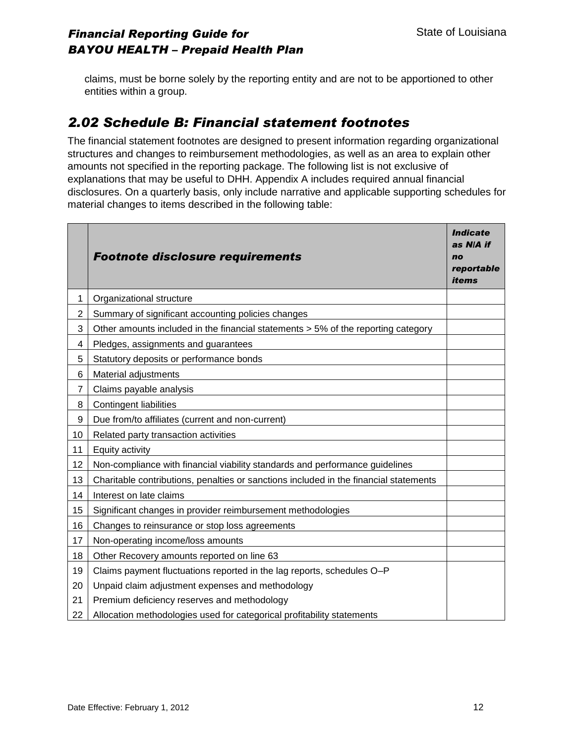claims, must be borne solely by the reporting entity and are not to be apportioned to other entities within a group.

## 2.02 Schedule B: Financial statement footnotes

The financial statement footnotes are designed to present information regarding organizational structures and changes to reimbursement methodologies, as well as an area to explain other amounts not specified in the reporting package. The following list is not exclusive of explanations that may be useful to DHH. Appendix A includes required annual financial disclosures. On a quarterly basis, only include narrative and applicable supporting schedules for material changes to items described in the following table:

| | ***Footnote disclosure requirements*** | ***Indicate as N/A if no reportable items*** |
|---|---|---|
| 1 | Organizational structure | |
| 2 | Summary of significant accounting policies changes | |
| 3 | Other amounts included in the financial statements > 5% of the reporting category | |
| 4 | Pledges, assignments and guarantees | |
| 5 | Statutory deposits or performance bonds | |
| 6 | Material adjustments | |
| 7 | Claims payable analysis | |
| 8 | Contingent liabilities | |
| 9 | Due from/to affiliates (current and non-current) | |
| 10 | Related party transaction activities | |
| 11 | Equity activity | |
| 12 | Non-compliance with financial viability standards and performance guidelines | |
| 13 | Charitable contributions, penalties or sanctions included in the financial statements | |
| 14 | Interest on late claims | |
| 15 | Significant changes in provider reimbursement methodologies | |
| 16 | Changes to reinsurance or stop loss agreements | |
| 17 | Non-operating income/loss amounts | |
| 18 | Other Recovery amounts reported on line 63 | |
| 19 | Claims payment fluctuations reported in the lag reports, schedules O–P | |
| 20 | Unpaid claim adjustment expenses and methodology | |
| 21 | Premium deficiency reserves and methodology | |
| 22 | Allocation methodologies used for categorical profitability statements | |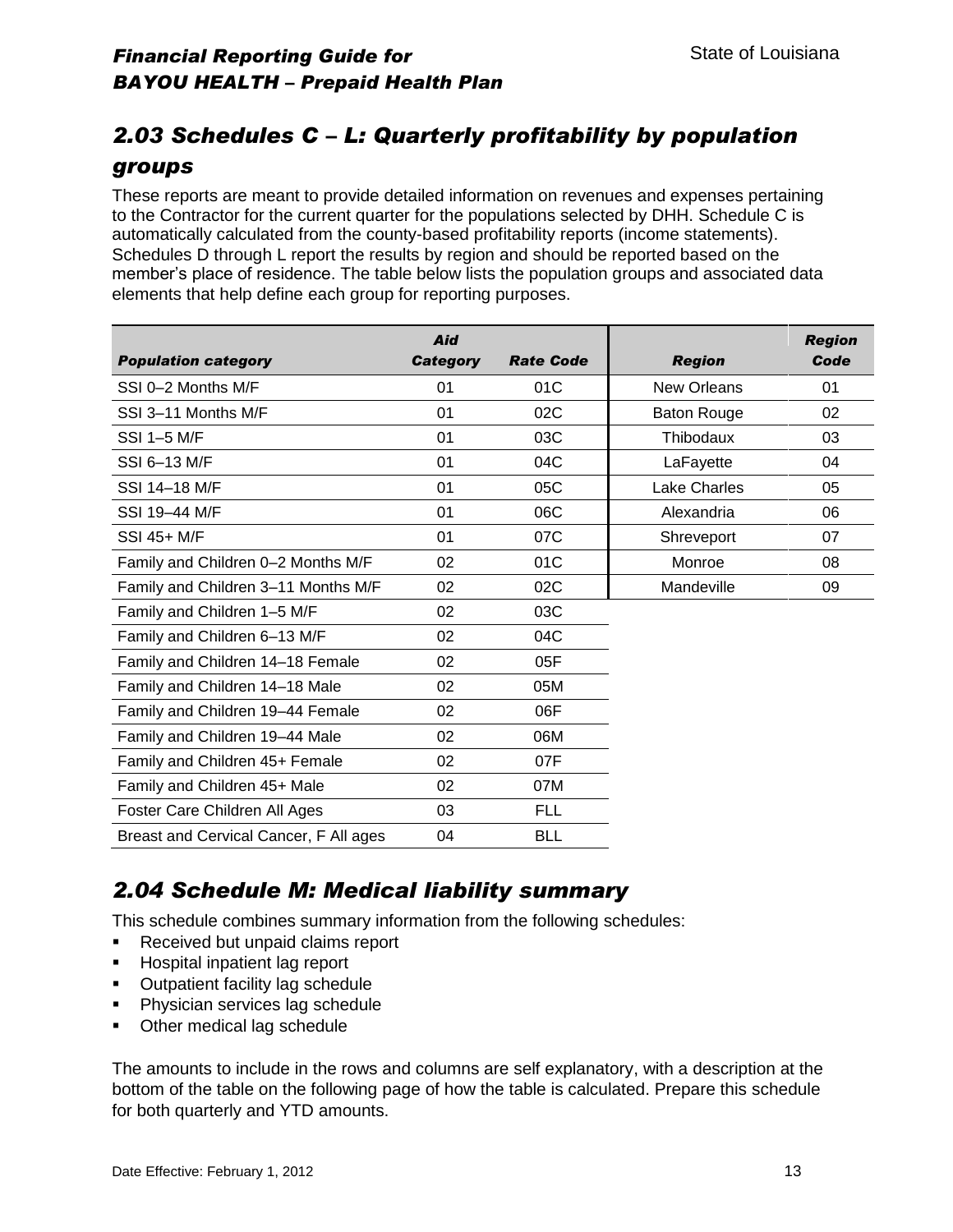## 2.03 Schedules C – L: Quarterly profitability by population groups

These reports are meant to provide detailed information on revenues and expenses pertaining to the Contractor for the current quarter for the populations selected by DHH. Schedule C is automatically calculated from the county-based profitability reports (income statements). Schedules D through L report the results by region and should be reported based on the member's place of residence. The table below lists the population groups and associated data elements that help define each group for reporting purposes.

| Population category | Aid Category | Rate Code | Region | Region Code |
|---|---|---|---|---|
| SSI 0–2 Months M/F | 01 | 01C | New Orleans | 01 |
| SSI 3–11 Months M/F | 01 | 02C | Baton Rouge | 02 |
| SSI 1–5 M/F | 01 | 03C | Thibodaux | 03 |
| SSI 6–13 M/F | 01 | 04C | LaFayette | 04 |
| SSI 14–18 M/F | 01 | 05C | Lake Charles | 05 |
| SSI 19–44 M/F | 01 | 06C | Alexandria | 06 |
| SSI 45+ M/F | 01 | 07C | Shreveport | 07 |
| Family and Children 0–2 Months M/F | 02 | 01C | Monroe | 08 |
| Family and Children 3–11 Months M/F | 02 | 02C | Mandeville | 09 |
| Family and Children 1–5 M/F | 02 | 03C | | |
| Family and Children 6–13 M/F | 02 | 04C | | |
| Family and Children 14–18 Female | 02 | 05F | | |
| Family and Children 14–18 Male | 02 | 05M | | |
| Family and Children 19–44 Female | 02 | 06F | | |
| Family and Children 19–44 Male | 02 | 06M | | |
| Family and Children 45+ Female | 02 | 07F | | |
| Family and Children 45+ Male | 02 | 07M | | |
| Foster Care Children All Ages | 03 | FLL | | |
| Breast and Cervical Cancer, F All ages | 04 | BLL | | |

## 2.04 Schedule M: Medical liability summary

This schedule combines summary information from the following schedules:

- Received but unpaid claims report
- Hospital inpatient lag report
- Outpatient facility lag schedule
- Physician services lag schedule
- Other medical lag schedule

The amounts to include in the rows and columns are self explanatory, with a description at the bottom of the table on the following page of how the table is calculated. Prepare this schedule for both quarterly and YTD amounts.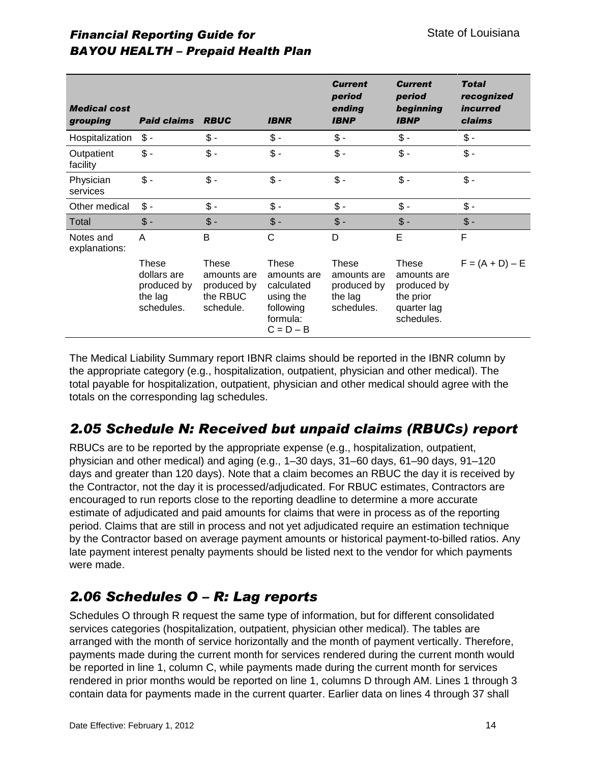| *Medical cost grouping* | *Paid claims* | *RBUC* | *IBNR* | *Current period ending IBNP* | *Current period beginning IBNP* | *Total recognized incurred claims* |
|---|---|---|---|---|---|---|
| Hospitalization | $ - | $ - | $ - | $ - | $ - | $ - |
| Outpatient facility | $ - | $ - | $ - | $ - | $ - | $ - |
| Physician services | $ - | $ - | $ - | $ - | $ - | $ - |
| Other medical | $ - | $ - | $ - | $ - | $ - | $ - |
| Total | $ - | $ - | $ - | $ - | $ - | $ - |
| Notes and explanations: | A | B | C | D | E | F |
| | These dollars are produced by the lag schedules. | These amounts are produced by the RBUC schedule. | These amounts are calculated using the following formula: C = D – B | These amounts are produced by the lag schedules. | These amounts are produced by the prior quarter lag schedules. | F = (A + D) – E |

The Medical Liability Summary report IBNR claims should be reported in the IBNR column by the appropriate category (e.g., hospitalization, outpatient, physician and other medical). The total payable for hospitalization, outpatient, physician and other medical should agree with the totals on the corresponding lag schedules.

## *2.05 Schedule N: Received but unpaid claims (RBUCs) report*

RBUCs are to be reported by the appropriate expense (e.g., hospitalization, outpatient, physician and other medical) and aging (e.g., 1–30 days, 31–60 days, 61–90 days, 91–120 days and greater than 120 days). Note that a claim becomes an RBUC the day it is received by the Contractor, not the day it is processed/adjudicated. For RBUC estimates, Contractors are encouraged to run reports close to the reporting deadline to determine a more accurate estimate of adjudicated and paid amounts for claims that were in process as of the reporting period. Claims that are still in process and not yet adjudicated require an estimation technique by the Contractor based on average payment amounts or historical payment-to-billed ratios. Any late payment interest penalty payments should be listed next to the vendor for which payments were made.

## *2.06 Schedules O – R: Lag reports*

Schedules O through R request the same type of information, but for different consolidated services categories (hospitalization, outpatient, physician other medical). The tables are arranged with the month of service horizontally and the month of payment vertically. Therefore, payments made during the current month for services rendered during the current month would be reported in line 1, column C, while payments made during the current month for services rendered in prior months would be reported on line 1, columns D through AM. Lines 1 through 3 contain data for payments made in the current quarter. Earlier data on lines 4 through 37 shall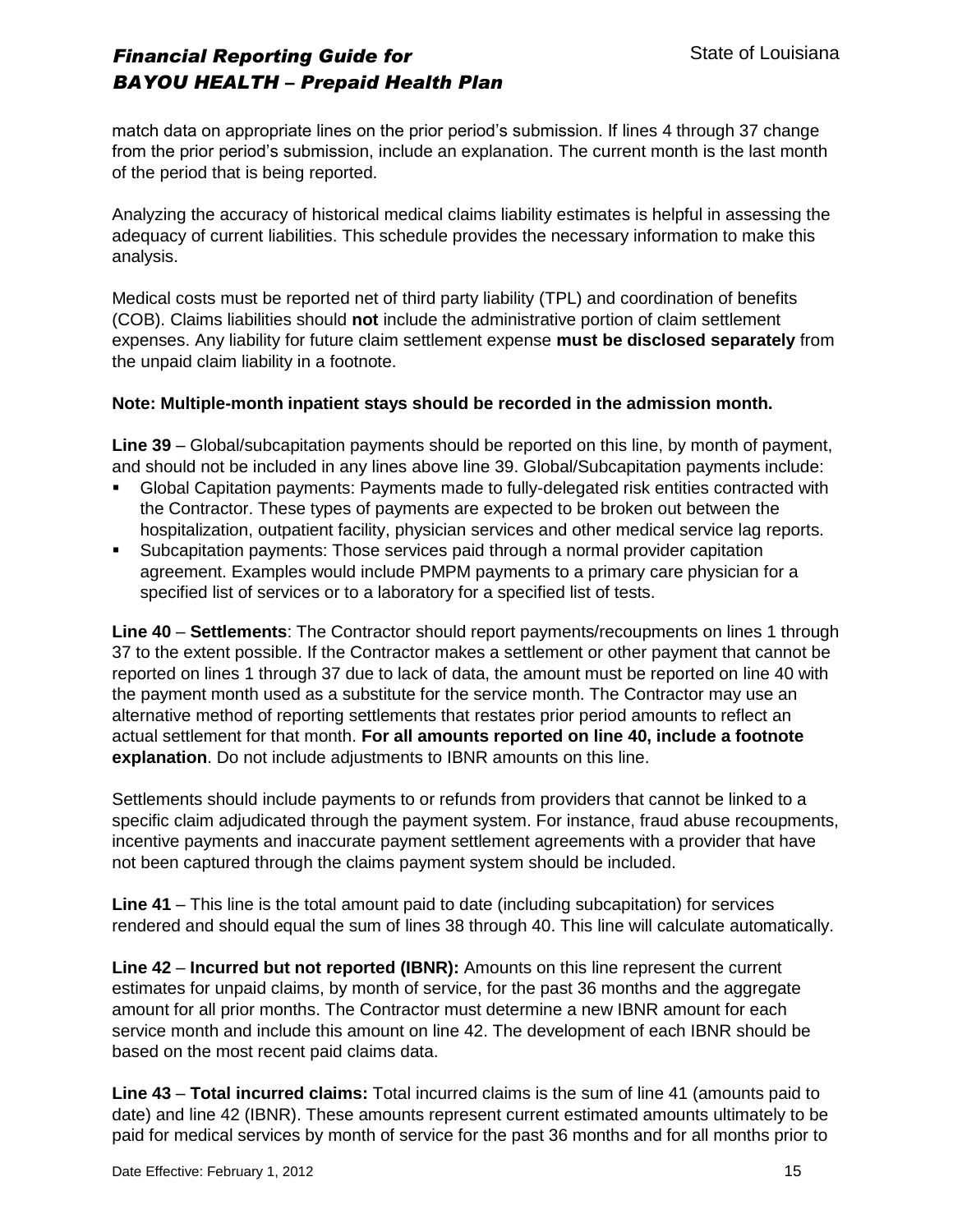match data on appropriate lines on the prior period's submission. If lines 4 through 37 change from the prior period's submission, include an explanation. The current month is the last month of the period that is being reported.

Analyzing the accuracy of historical medical claims liability estimates is helpful in assessing the adequacy of current liabilities. This schedule provides the necessary information to make this analysis.

Medical costs must be reported net of third party liability (TPL) and coordination of benefits (COB). Claims liabilities should **not** include the administrative portion of claim settlement expenses. Any liability for future claim settlement expense **must be disclosed separately** from the unpaid claim liability in a footnote.

**Note: Multiple-month inpatient stays should be recorded in the admission month.**

**Line 39** – Global/subcapitation payments should be reported on this line, by month of payment, and should not be included in any lines above line 39. Global/Subcapitation payments include:

- Global Capitation payments: Payments made to fully-delegated risk entities contracted with the Contractor. These types of payments are expected to be broken out between the hospitalization, outpatient facility, physician services and other medical service lag reports.
- Subcapitation payments: Those services paid through a normal provider capitation agreement. Examples would include PMPM payments to a primary care physician for a specified list of services or to a laboratory for a specified list of tests.

**Line 40** – **Settlements**: The Contractor should report payments/recoupments on lines 1 through 37 to the extent possible. If the Contractor makes a settlement or other payment that cannot be reported on lines 1 through 37 due to lack of data, the amount must be reported on line 40 with the payment month used as a substitute for the service month. The Contractor may use an alternative method of reporting settlements that restates prior period amounts to reflect an actual settlement for that month. **For all amounts reported on line 40, include a footnote explanation**. Do not include adjustments to IBNR amounts on this line.

Settlements should include payments to or refunds from providers that cannot be linked to a specific claim adjudicated through the payment system. For instance, fraud abuse recoupments, incentive payments and inaccurate payment settlement agreements with a provider that have not been captured through the claims payment system should be included.

**Line 41** – This line is the total amount paid to date (including subcapitation) for services rendered and should equal the sum of lines 38 through 40. This line will calculate automatically.

**Line 42** – **Incurred but not reported (IBNR):** Amounts on this line represent the current estimates for unpaid claims, by month of service, for the past 36 months and the aggregate amount for all prior months. The Contractor must determine a new IBNR amount for each service month and include this amount on line 42. The development of each IBNR should be based on the most recent paid claims data.

**Line 43** – **Total incurred claims:** Total incurred claims is the sum of line 41 (amounts paid to date) and line 42 (IBNR). These amounts represent current estimated amounts ultimately to be paid for medical services by month of service for the past 36 months and for all months prior to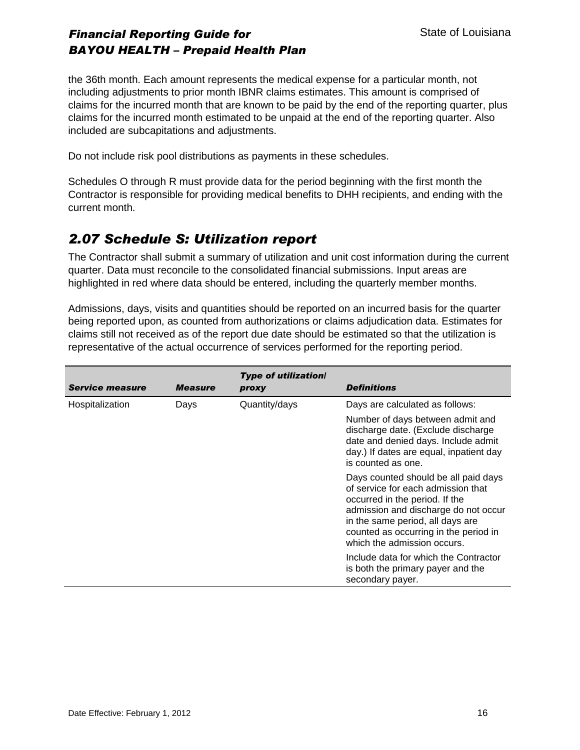the 36th month. Each amount represents the medical expense for a particular month, not including adjustments to prior month IBNR claims estimates. This amount is comprised of claims for the incurred month that are known to be paid by the end of the reporting quarter, plus claims for the incurred month estimated to be unpaid at the end of the reporting quarter. Also included are subcapitations and adjustments.

Do not include risk pool distributions as payments in these schedules.

Schedules O through R must provide data for the period beginning with the first month the Contractor is responsible for providing medical benefits to DHH recipients, and ending with the current month.

## *2.07 Schedule S: Utilization report*

The Contractor shall submit a summary of utilization and unit cost information during the current quarter. Data must reconcile to the consolidated financial submissions. Input areas are highlighted in red where data should be entered, including the quarterly member months.

Admissions, days, visits and quantities should be reported on an incurred basis for the quarter being reported upon, as counted from authorizations or claims adjudication data. Estimates for claims still not received as of the report due date should be estimated so that the utilization is representative of the actual occurrence of services performed for the reporting period.

| *Service measure* | *Measure* | *Type of utilization/ proxy* | *Definitions* |
|---|---|---|---|
| Hospitalization | Days | Quantity/days | Days are calculated as follows: |
| | | | Number of days between admit and discharge date. (Exclude discharge date and denied days. Include admit day.) If dates are equal, inpatient day is counted as one. |
| | | | Days counted should be all paid days of service for each admission that occurred in the period. If the admission and discharge do not occur in the same period, all days are counted as occurring in the period in which the admission occurs. |
| | | | Include data for which the Contractor is both the primary payer and the secondary payer. |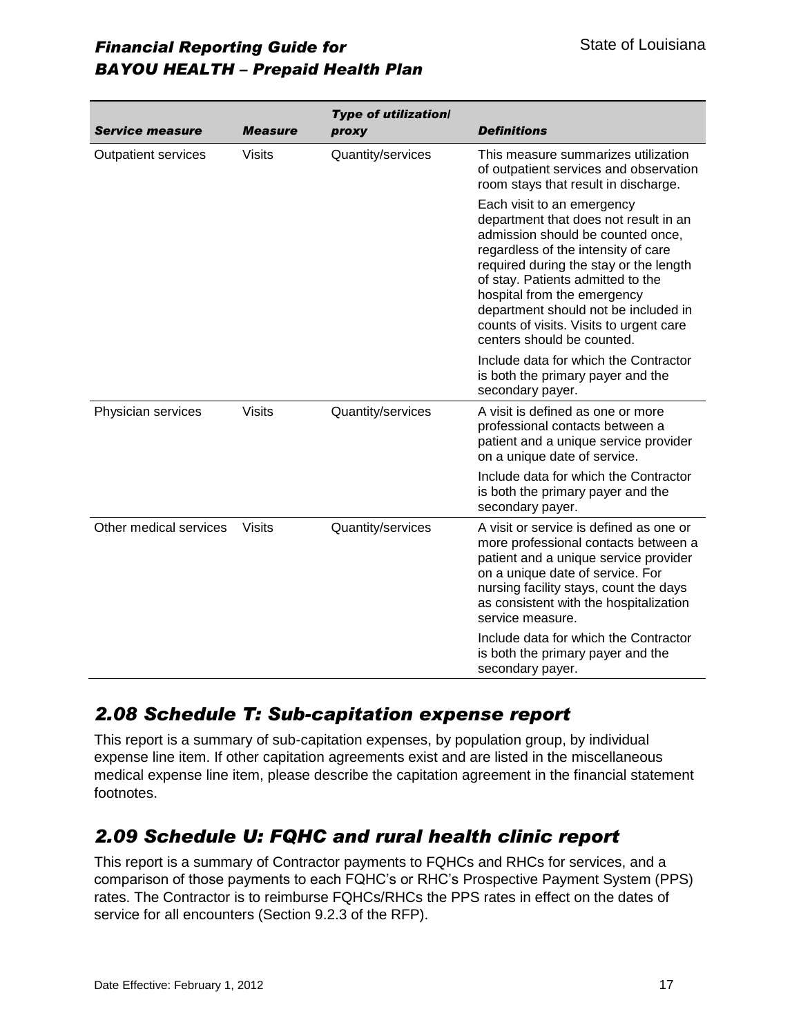| *Service measure* | *Measure* | *Type of utilization/ proxy* | *Definitions* |
|---|---|---|---|
| Outpatient services | Visits | Quantity/services | This measure summarizes utilization of outpatient services and observation room stays that result in discharge.<br><br>Each visit to an emergency department that does not result in an admission should be counted once, regardless of the intensity of care required during the stay or the length of stay. Patients admitted to the hospital from the emergency department should not be included in counts of visits. Visits to urgent care centers should be counted.<br><br>Include data for which the Contractor is both the primary payer and the secondary payer. |
| Physician services | Visits | Quantity/services | A visit is defined as one or more professional contacts between a patient and a unique service provider on a unique date of service.<br><br>Include data for which the Contractor is both the primary payer and the secondary payer. |
| Other medical services | Visits | Quantity/services | A visit or service is defined as one or more professional contacts between a patient and a unique service provider on a unique date of service. For nursing facility stays, count the days as consistent with the hospitalization service measure.<br><br>Include data for which the Contractor is both the primary payer and the secondary payer. |

## *2.08 Schedule T: Sub-capitation expense report*

This report is a summary of sub-capitation expenses, by population group, by individual expense line item. If other capitation agreements exist and are listed in the miscellaneous medical expense line item, please describe the capitation agreement in the financial statement footnotes.

## *2.09 Schedule U: FQHC and rural health clinic report*

This report is a summary of Contractor payments to FQHCs and RHCs for services, and a comparison of those payments to each FQHC's or RHC's Prospective Payment System (PPS) rates. The Contractor is to reimburse FQHCs/RHCs the PPS rates in effect on the dates of service for all encounters (Section 9.2.3 of the RFP).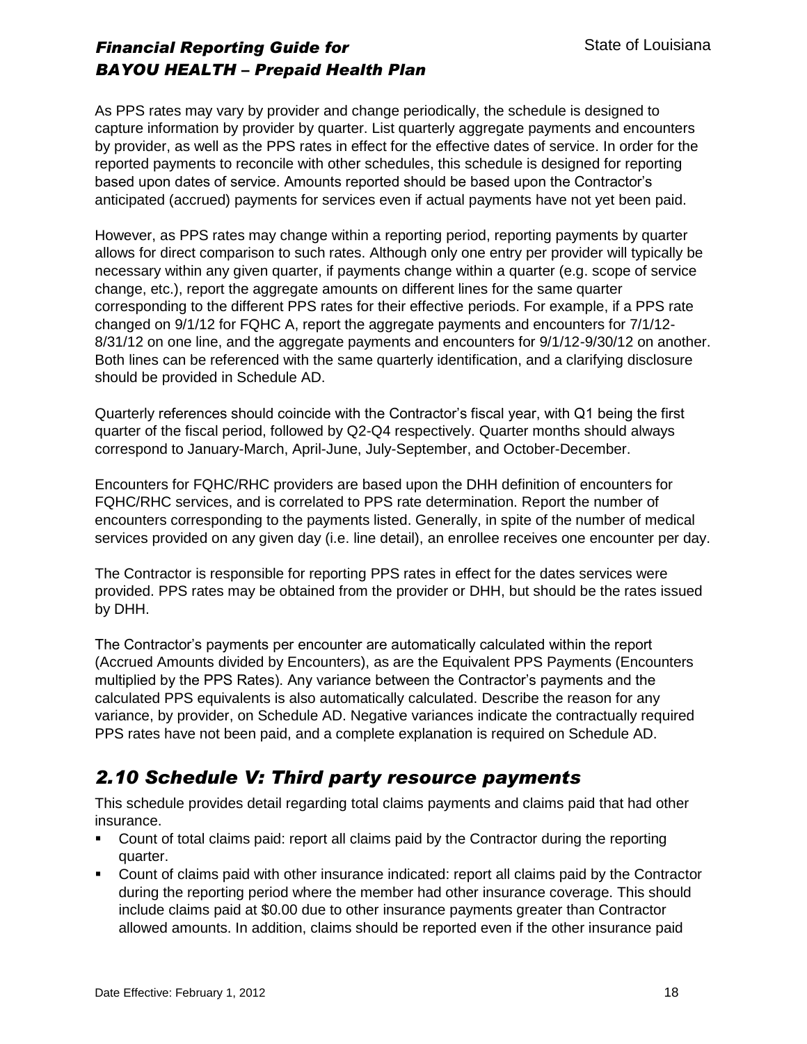As PPS rates may vary by provider and change periodically, the schedule is designed to capture information by provider by quarter. List quarterly aggregate payments and encounters by provider, as well as the PPS rates in effect for the effective dates of service. In order for the reported payments to reconcile with other schedules, this schedule is designed for reporting based upon dates of service. Amounts reported should be based upon the Contractor's anticipated (accrued) payments for services even if actual payments have not yet been paid.

However, as PPS rates may change within a reporting period, reporting payments by quarter allows for direct comparison to such rates. Although only one entry per provider will typically be necessary within any given quarter, if payments change within a quarter (e.g. scope of service change, etc.), report the aggregate amounts on different lines for the same quarter corresponding to the different PPS rates for their effective periods. For example, if a PPS rate changed on 9/1/12 for FQHC A, report the aggregate payments and encounters for 7/1/12-8/31/12 on one line, and the aggregate payments and encounters for 9/1/12-9/30/12 on another. Both lines can be referenced with the same quarterly identification, and a clarifying disclosure should be provided in Schedule AD.

Quarterly references should coincide with the Contractor's fiscal year, with Q1 being the first quarter of the fiscal period, followed by Q2-Q4 respectively. Quarter months should always correspond to January-March, April-June, July-September, and October-December.

Encounters for FQHC/RHC providers are based upon the DHH definition of encounters for FQHC/RHC services, and is correlated to PPS rate determination. Report the number of encounters corresponding to the payments listed. Generally, in spite of the number of medical services provided on any given day (i.e. line detail), an enrollee receives one encounter per day.

The Contractor is responsible for reporting PPS rates in effect for the dates services were provided. PPS rates may be obtained from the provider or DHH, but should be the rates issued by DHH.

The Contractor's payments per encounter are automatically calculated within the report (Accrued Amounts divided by Encounters), as are the Equivalent PPS Payments (Encounters multiplied by the PPS Rates). Any variance between the Contractor's payments and the calculated PPS equivalents is also automatically calculated. Describe the reason for any variance, by provider, on Schedule AD. Negative variances indicate the contractually required PPS rates have not been paid, and a complete explanation is required on Schedule AD.

## *2.10 Schedule V: Third party resource payments*

This schedule provides detail regarding total claims payments and claims paid that had other insurance.

- Count of total claims paid: report all claims paid by the Contractor during the reporting quarter.
- Count of claims paid with other insurance indicated: report all claims paid by the Contractor during the reporting period where the member had other insurance coverage. This should include claims paid at $0.00 due to other insurance payments greater than Contractor allowed amounts. In addition, claims should be reported even if the other insurance paid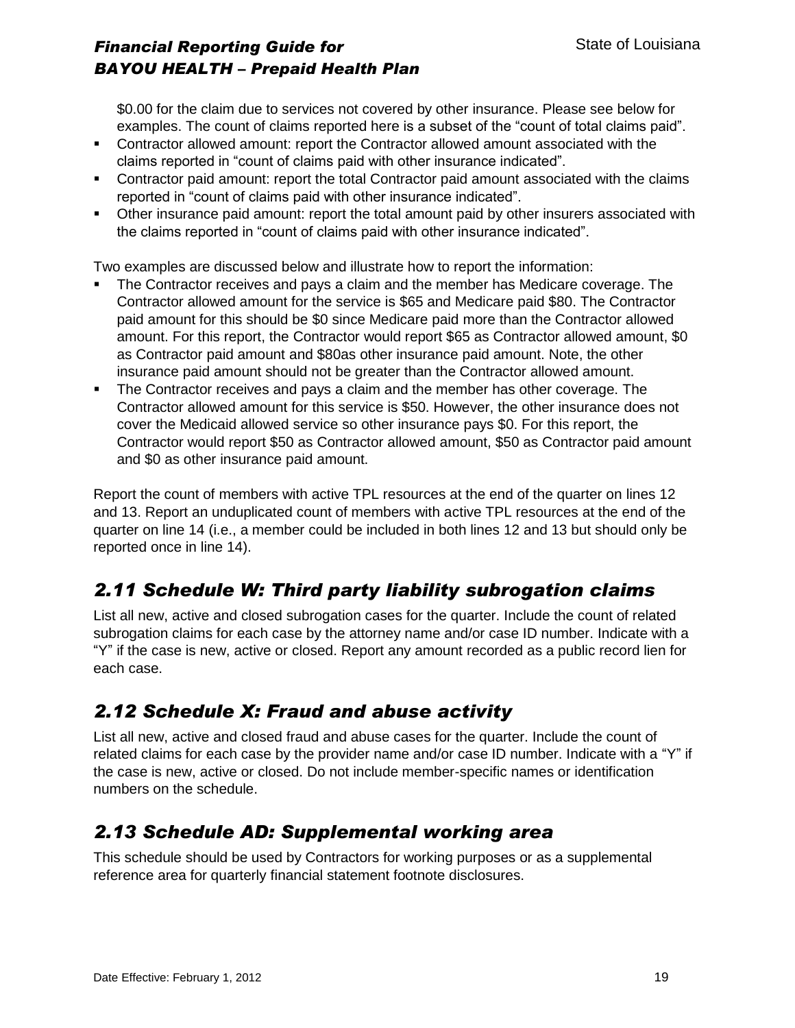$0.00 for the claim due to services not covered by other insurance. Please see below for examples. The count of claims reported here is a subset of the "count of total claims paid".

- Contractor allowed amount: report the Contractor allowed amount associated with the claims reported in "count of claims paid with other insurance indicated".
- Contractor paid amount: report the total Contractor paid amount associated with the claims reported in "count of claims paid with other insurance indicated".
- Other insurance paid amount: report the total amount paid by other insurers associated with the claims reported in "count of claims paid with other insurance indicated".

Two examples are discussed below and illustrate how to report the information:

- The Contractor receives and pays a claim and the member has Medicare coverage. The Contractor allowed amount for the service is $65 and Medicare paid $80. The Contractor paid amount for this should be $0 since Medicare paid more than the Contractor allowed amount. For this report, the Contractor would report $65 as Contractor allowed amount, $0 as Contractor paid amount and $80as other insurance paid amount. Note, the other insurance paid amount should not be greater than the Contractor allowed amount.
- The Contractor receives and pays a claim and the member has other coverage. The Contractor allowed amount for this service is $50. However, the other insurance does not cover the Medicaid allowed service so other insurance pays $0. For this report, the Contractor would report $50 as Contractor allowed amount, $50 as Contractor paid amount and $0 as other insurance paid amount.

Report the count of members with active TPL resources at the end of the quarter on lines 12 and 13. Report an unduplicated count of members with active TPL resources at the end of the quarter on line 14 (i.e., a member could be included in both lines 12 and 13 but should only be reported once in line 14).

## *2.11 Schedule W: Third party liability subrogation claims*

List all new, active and closed subrogation cases for the quarter. Include the count of related subrogation claims for each case by the attorney name and/or case ID number. Indicate with a "Y" if the case is new, active or closed. Report any amount recorded as a public record lien for each case.

## *2.12 Schedule X: Fraud and abuse activity*

List all new, active and closed fraud and abuse cases for the quarter. Include the count of related claims for each case by the provider name and/or case ID number. Indicate with a "Y" if the case is new, active or closed. Do not include member-specific names or identification numbers on the schedule.

## *2.13 Schedule AD: Supplemental working area*

This schedule should be used by Contractors for working purposes or as a supplemental reference area for quarterly financial statement footnote disclosures.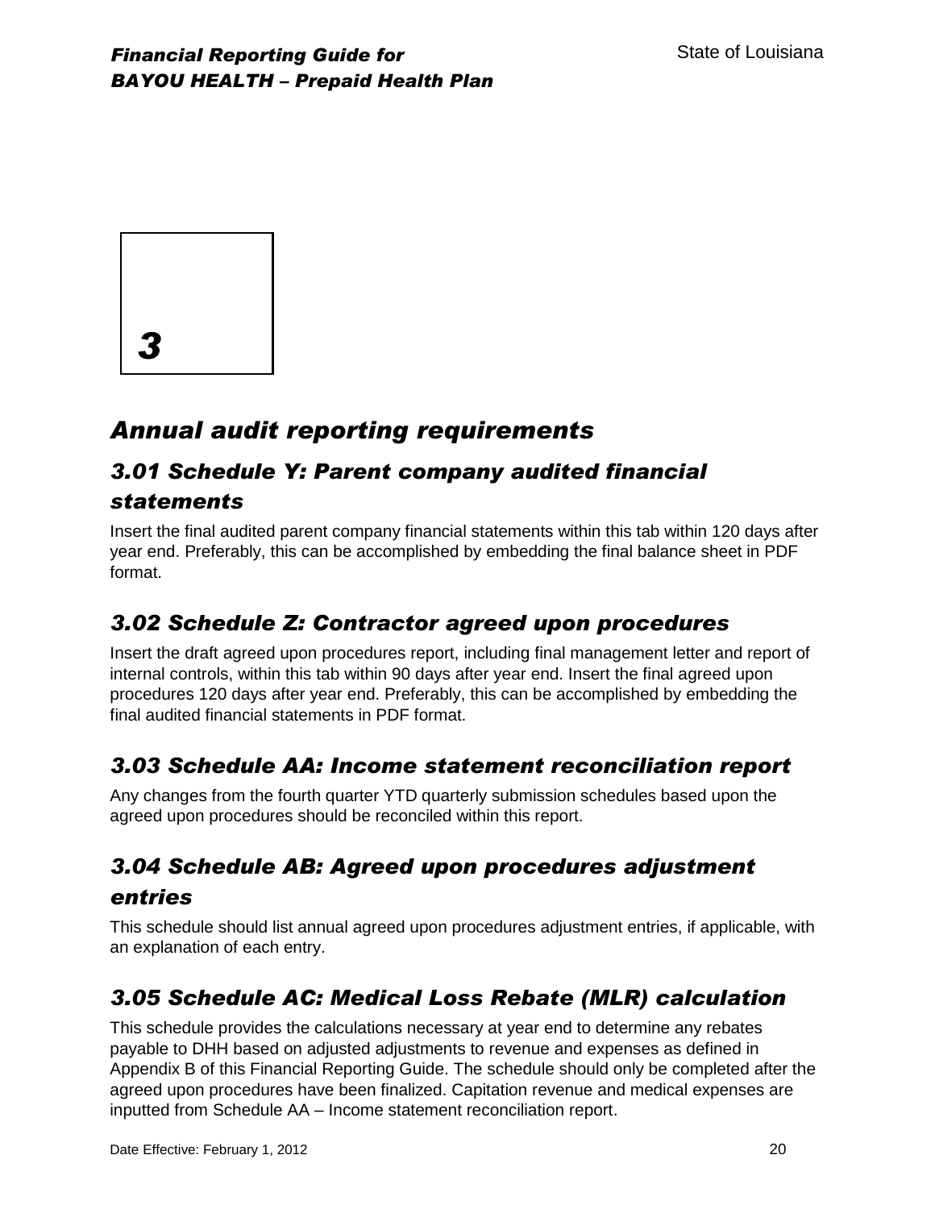# 3

# Annual audit reporting requirements

## 3.01 Schedule Y: Parent company audited financial statements

Insert the final audited parent company financial statements within this tab within 120 days after year end. Preferably, this can be accomplished by embedding the final balance sheet in PDF format.

## 3.02 Schedule Z: Contractor agreed upon procedures

Insert the draft agreed upon procedures report, including final management letter and report of internal controls, within this tab within 90 days after year end. Insert the final agreed upon procedures 120 days after year end. Preferably, this can be accomplished by embedding the final audited financial statements in PDF format.

## 3.03 Schedule AA: Income statement reconciliation report

Any changes from the fourth quarter YTD quarterly submission schedules based upon the agreed upon procedures should be reconciled within this report.

## 3.04 Schedule AB: Agreed upon procedures adjustment entries

This schedule should list annual agreed upon procedures adjustment entries, if applicable, with an explanation of each entry.

## 3.05 Schedule AC: Medical Loss Rebate (MLR) calculation

This schedule provides the calculations necessary at year end to determine any rebates payable to DHH based on adjusted adjustments to revenue and expenses as defined in Appendix B of this Financial Reporting Guide. The schedule should only be completed after the agreed upon procedures have been finalized. Capitation revenue and medical expenses are inputted from Schedule AA – Income statement reconciliation report.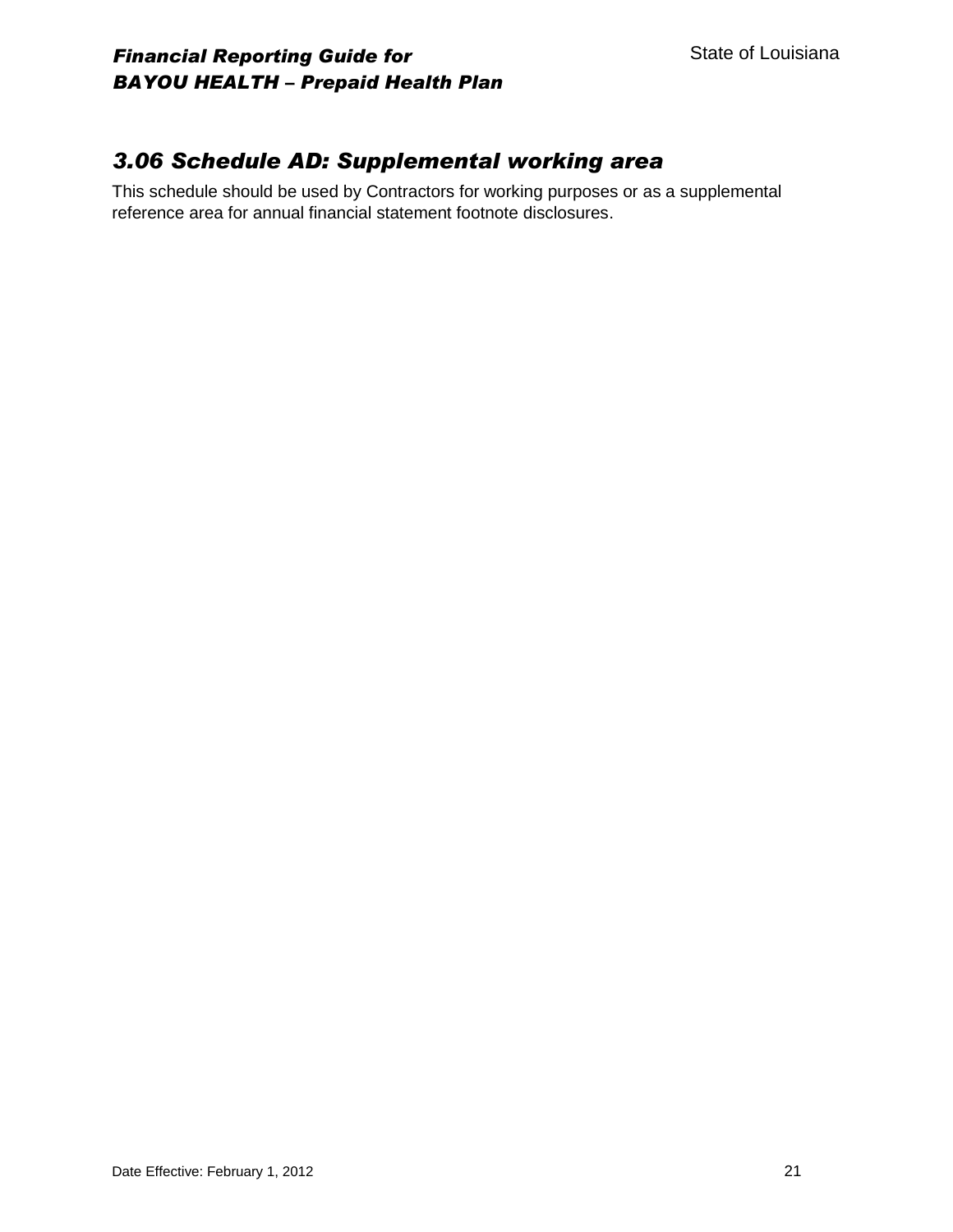### *3.06 Schedule AD: Supplemental working area*

This schedule should be used by Contractors for working purposes or as a supplemental reference area for annual financial statement footnote disclosures.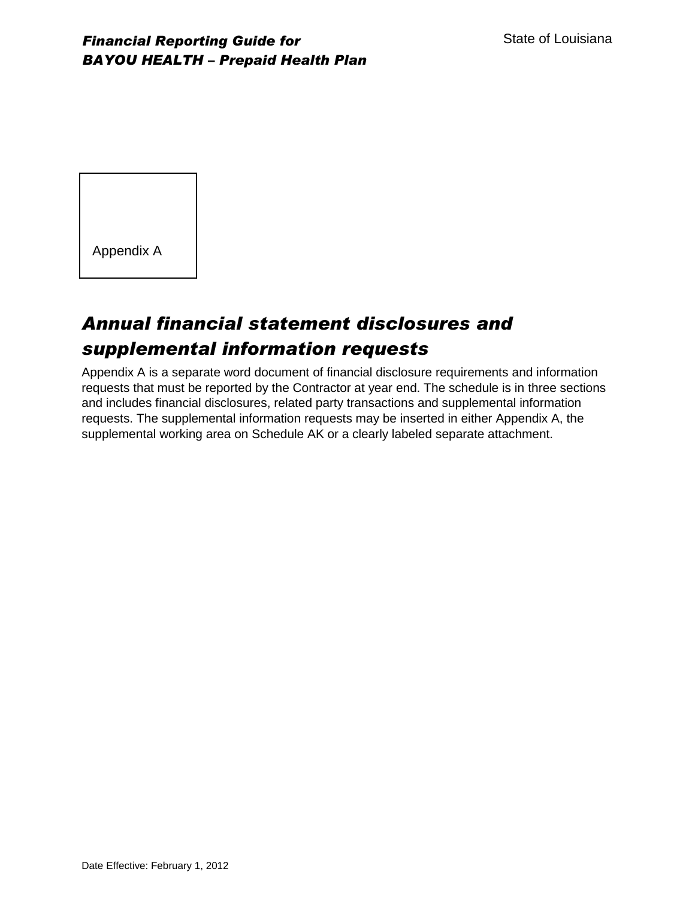Appendix A

## *Annual financial statement disclosures and supplemental information requests*

Appendix A is a separate word document of financial disclosure requirements and information requests that must be reported by the Contractor at year end. The schedule is in three sections and includes financial disclosures, related party transactions and supplemental information requests. The supplemental information requests may be inserted in either Appendix A, the supplemental working area on Schedule AK or a clearly labeled separate attachment.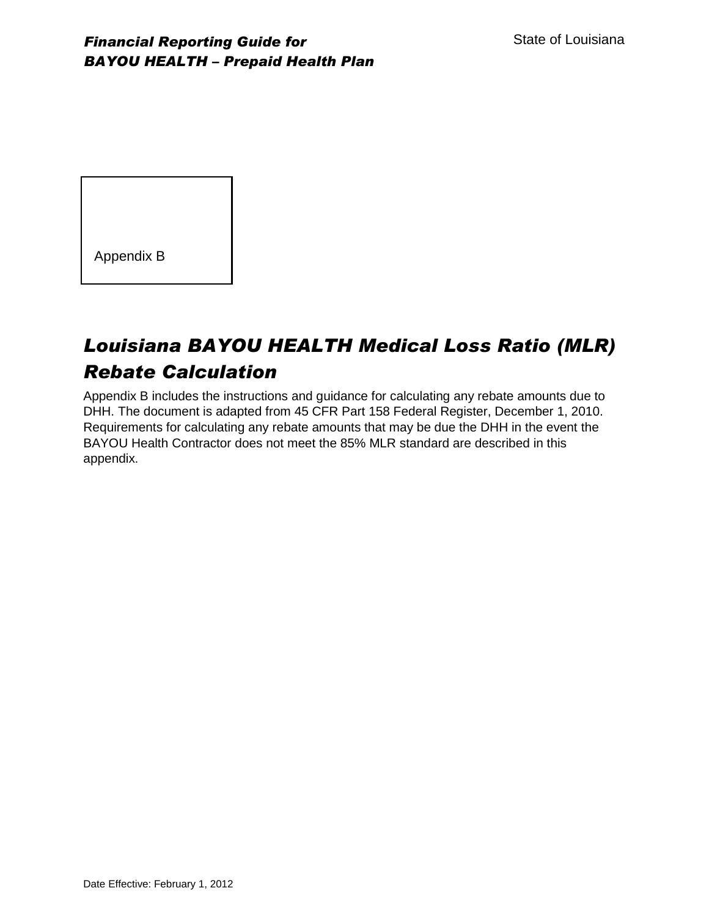Appendix B

# Louisiana BAYOU HEALTH Medical Loss Ratio (MLR) Rebate Calculation

Appendix B includes the instructions and guidance for calculating any rebate amounts due to DHH. The document is adapted from 45 CFR Part 158 Federal Register, December 1, 2010. Requirements for calculating any rebate amounts that may be due the DHH in the event the BAYOU Health Contractor does not meet the 85% MLR standard are described in this appendix.